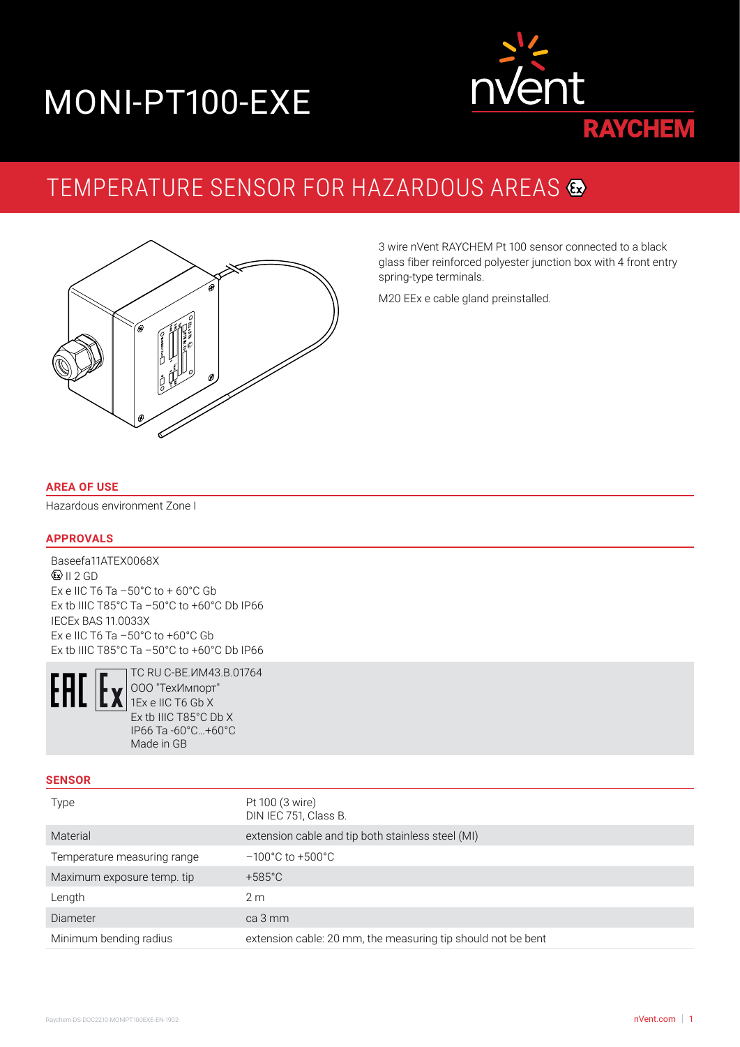# MONI-PT100-EXE

nVent RAYCHEM

## TEMPERATURE SENSOR FOR HAZARDOUS AREAS

3 wire nVent RAYCHEM Pt 100 sensor connected to a black glass fiber reinforced polyester junction box with 4 front entry spring-type terminals.

M20 EEx e cable gland preinstalled.

### AREA OF USE

Hazardous environment Zone I

### APPROVALS

Baseefa11ATEX0068X
II 2 GD
Ex e IIC T6 Ta –50°C to + 60°C Gb
Ex tb IIIC T85°C Ta –50°C to +60°C Db IP66
IECEx BAS 11.0033X
Ex e IIC T6 Ta –50°C to +60°C Gb
Ex tb IIIC T85°C Ta –50°C to +60°C Db IP66

EAC Ex
TC RU C-BE.ИМ43.B.01764
ООО "ТехИмпорт"
1Ex e IIC T6 Gb X
Ex tb IIIC T85°C Db X
IP66 Ta -60°C...+60°C
Made in GB

### SENSOR

| | |
|---|---|
| Type | Pt 100 (3 wire)<br>DIN IEC 751, Class B. |
| Material | extension cable and tip both stainless steel (MI) |
| Temperature measuring range | –100°C to +500°C |
| Maximum exposure temp. tip | +585°C |
| Length | 2 m |
| Diameter | ca 3 mm |
| Minimum bending radius | extension cable: 20 mm, the measuring tip should not be bent |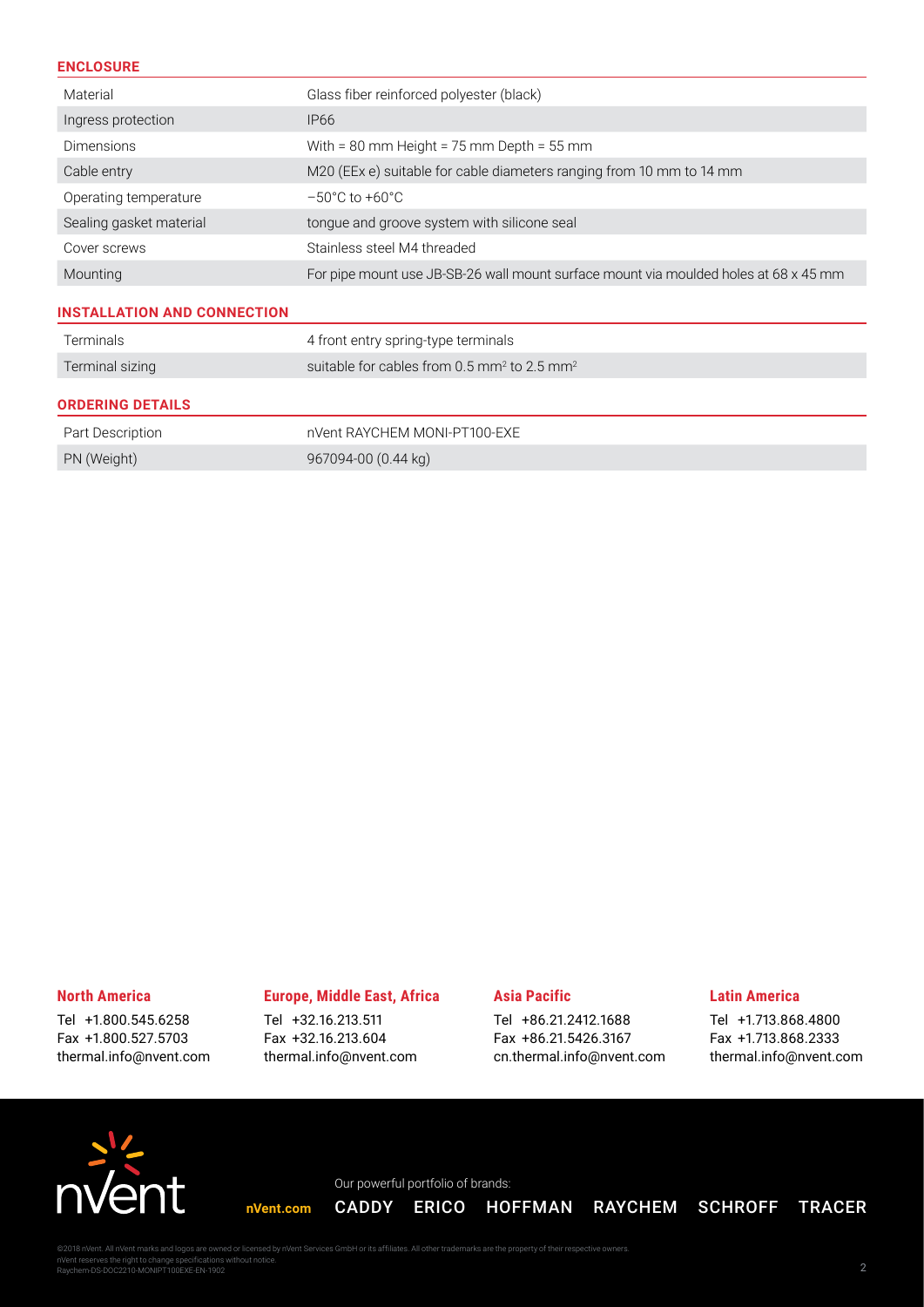## ENCLOSURE

| | |
|---|---|
| Material | Glass fiber reinforced polyester (black) |
| Ingress protection | IP66 |
| Dimensions | With = 80 mm Height = 75 mm Depth = 55 mm |
| Cable entry | M20 (EEx e) suitable for cable diameters ranging from 10 mm to 14 mm |
| Operating temperature | –50°C to +60°C |
| Sealing gasket material | tongue and groove system with silicone seal |
| Cover screws | Stainless steel M4 threaded |
| Mounting | For pipe mount use JB-SB-26 wall mount surface mount via moulded holes at 68 x 45 mm |

## INSTALLATION AND CONNECTION

| | |
|---|---|
| Terminals | 4 front entry spring-type terminals |
| Terminal sizing | suitable for cables from 0.5 $mm^2$ to 2.5 $mm^2$ |

## ORDERING DETAILS

| | |
|---|---|
| Part Description | nVent RAYCHEM MONI-PT100-EXE |
| PN (Weight) | 967094-00 (0.44 kg) |

**North America**
Tel +1.800.545.6258
Fax +1.800.527.5703
thermal.info@nvent.com

**Europe, Middle East, Africa**
Tel +32.16.213.511
Fax +32.16.213.604
thermal.info@nvent.com

**Asia Pacific**
Tel +86.21.2412.1688
Fax +86.21.5426.3167
cn.thermal.info@nvent.com

**Latin America**
Tel +1.713.868.4800
Fax +1.713.868.2333
thermal.info@nvent.com

nVent

Our powerful portfolio of brands:

nVent.com CADDY ERICO HOFFMAN RAYCHEM SCHROFF TRACER

©2018 nVent. All nVent marks and logos are owned or licensed by nVent Services GmbH or its affiliates. All other trademarks are the property of their respective owners.
nVent reserves the right to change specifications without notice.
Raychem-DS-DOC2210-MONIPT100EXE-EN-1902